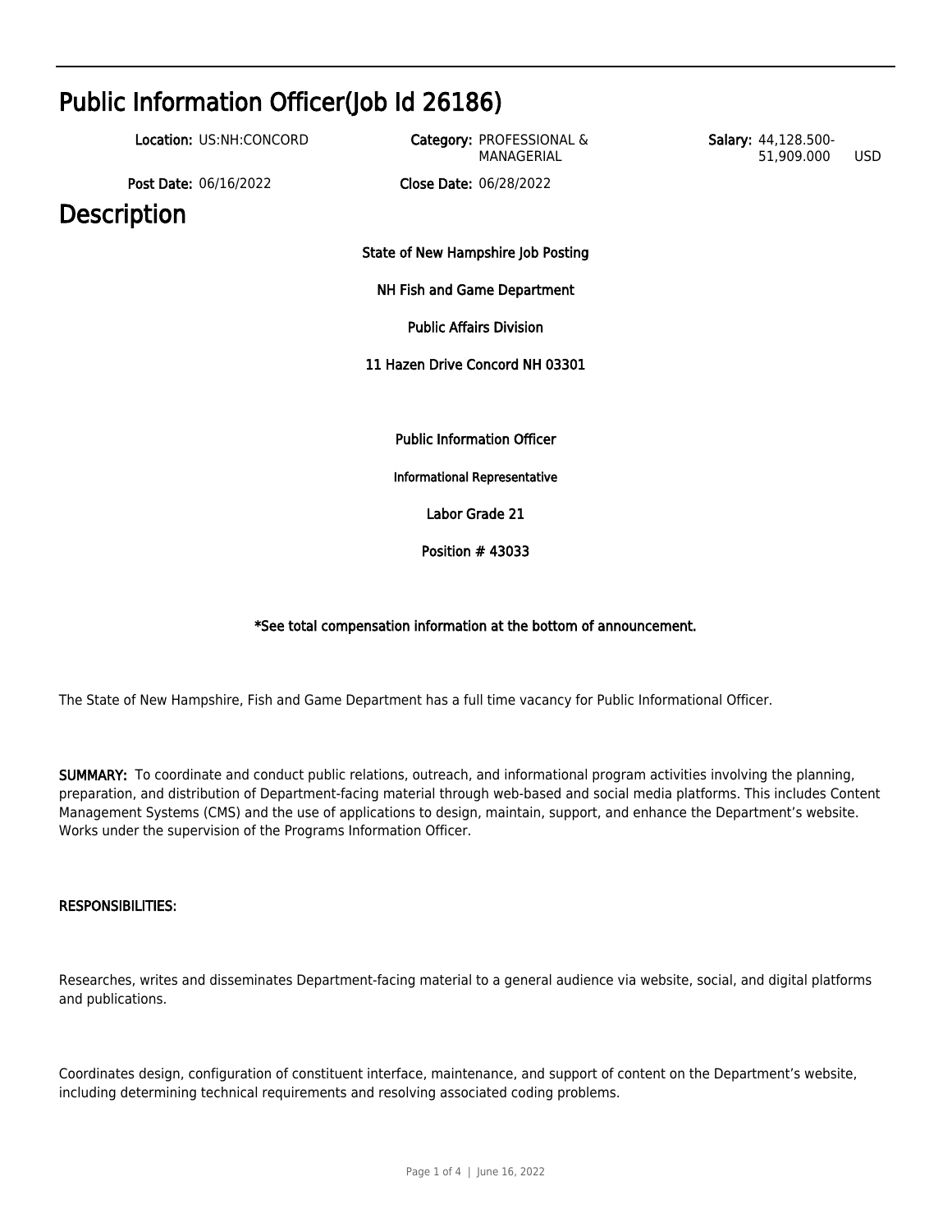# Public Information Officer(Job Id 26186)

**Location:** US:NH:CONCORD  
**Category:** PROFESSIONAL & MANAGERIAL  
**Salary:** 44,128.500-51,909.000 USD  
**Post Date:** 06/16/2022  
**Close Date:** 06/28/2022

# Description

**State of New Hampshire Job Posting**

**NH Fish and Game Department**

**Public Affairs Division**

**11 Hazen Drive Concord NH 03301**

**Public Information Officer**

**Informational Representative**

**Labor Grade 21**

**Position # 43033**

**\*See total compensation information at the bottom of announcement.**

The State of New Hampshire, Fish and Game Department has a full time vacancy for Public Informational Officer.

**SUMMARY:** To coordinate and conduct public relations, outreach, and informational program activities involving the planning, preparation, and distribution of Department-facing material through web-based and social media platforms. This includes Content Management Systems (CMS) and the use of applications to design, maintain, support, and enhance the Department's website. Works under the supervision of the Programs Information Officer.

**RESPONSIBILITIES:**

Researches, writes and disseminates Department-facing material to a general audience via website, social, and digital platforms and publications.

Coordinates design, configuration of constituent interface, maintenance, and support of content on the Department's website, including determining technical requirements and resolving associated coding problems.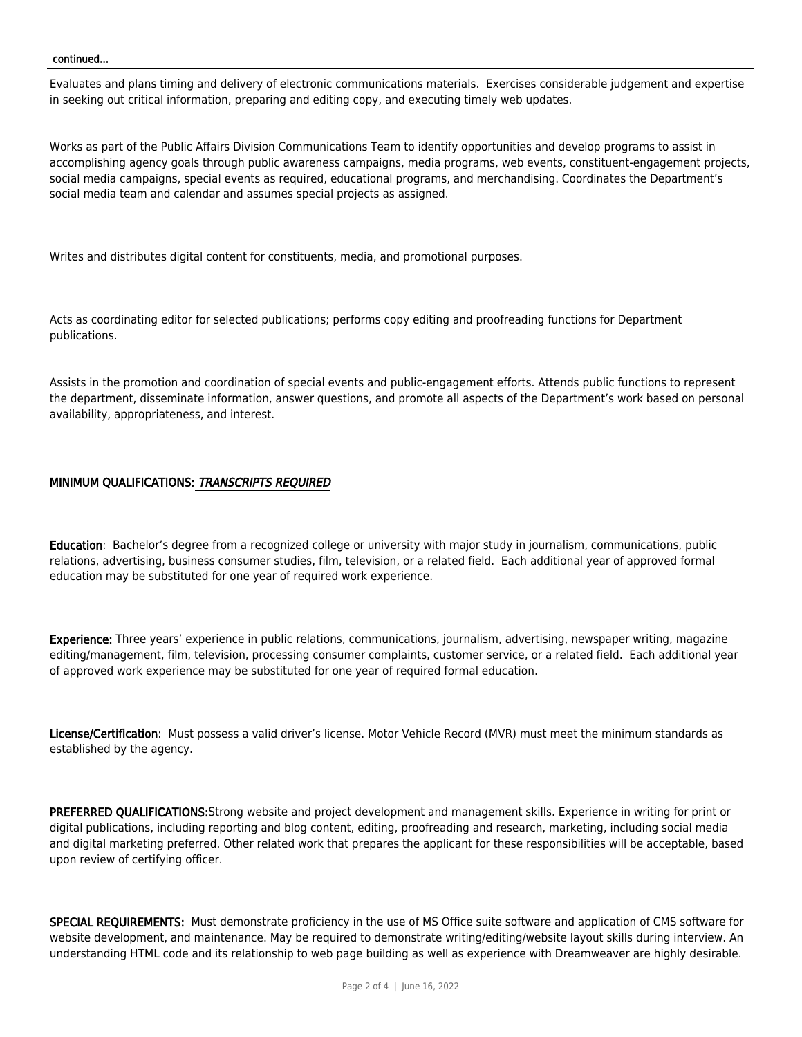continued...

Evaluates and plans timing and delivery of electronic communications materials. Exercises considerable judgement and expertise in seeking out critical information, preparing and editing copy, and executing timely web updates.

Works as part of the Public Affairs Division Communications Team to identify opportunities and develop programs to assist in accomplishing agency goals through public awareness campaigns, media programs, web events, constituent-engagement projects, social media campaigns, special events as required, educational programs, and merchandising. Coordinates the Department's social media team and calendar and assumes special projects as assigned.

Writes and distributes digital content for constituents, media, and promotional purposes.

Acts as coordinating editor for selected publications; performs copy editing and proofreading functions for Department publications.

Assists in the promotion and coordination of special events and public-engagement efforts. Attends public functions to represent the department, disseminate information, answer questions, and promote all aspects of the Department's work based on personal availability, appropriateness, and interest.

**MINIMUM QUALIFICATIONS:** ***TRANSCRIPTS REQUIRED***

**Education**: Bachelor's degree from a recognized college or university with major study in journalism, communications, public relations, advertising, business consumer studies, film, television, or a related field. Each additional year of approved formal education may be substituted for one year of required work experience.

**Experience:** Three years' experience in public relations, communications, journalism, advertising, newspaper writing, magazine editing/management, film, television, processing consumer complaints, customer service, or a related field. Each additional year of approved work experience may be substituted for one year of required formal education.

**License/Certification**: Must possess a valid driver's license. Motor Vehicle Record (MVR) must meet the minimum standards as established by the agency.

**PREFERRED QUALIFICATIONS:**Strong website and project development and management skills. Experience in writing for print or digital publications, including reporting and blog content, editing, proofreading and research, marketing, including social media and digital marketing preferred. Other related work that prepares the applicant for these responsibilities will be acceptable, based upon review of certifying officer.

**SPECIAL REQUIREMENTS:** Must demonstrate proficiency in the use of MS Office suite software and application of CMS software for website development, and maintenance. May be required to demonstrate writing/editing/website layout skills during interview. An understanding HTML code and its relationship to web page building as well as experience with Dreamweaver are highly desirable.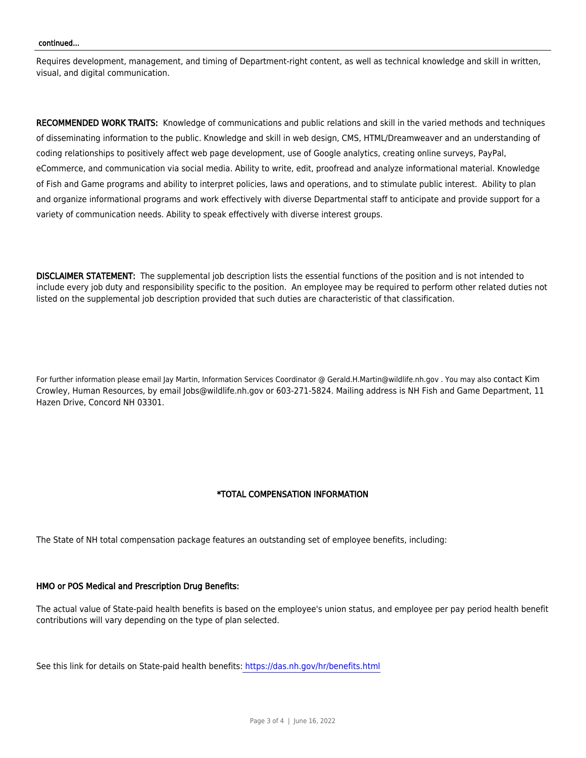continued...

Requires development, management, and timing of Department-right content, as well as technical knowledge and skill in written, visual, and digital communication.

**RECOMMENDED WORK TRAITS:** Knowledge of communications and public relations and skill in the varied methods and techniques of disseminating information to the public. Knowledge and skill in web design, CMS, HTML/Dreamweaver and an understanding of coding relationships to positively affect web page development, use of Google analytics, creating online surveys, PayPal, eCommerce, and communication via social media. Ability to write, edit, proofread and analyze informational material. Knowledge of Fish and Game programs and ability to interpret policies, laws and operations, and to stimulate public interest. Ability to plan and organize informational programs and work effectively with diverse Departmental staff to anticipate and provide support for a variety of communication needs. Ability to speak effectively with diverse interest groups.

**DISCLAIMER STATEMENT:** The supplemental job description lists the essential functions of the position and is not intended to include every job duty and responsibility specific to the position. An employee may be required to perform other related duties not listed on the supplemental job description provided that such duties are characteristic of that classification.

For further information please email Jay Martin, Information Services Coordinator @ Gerald.H.Martin@wildlife.nh.gov . You may also contact Kim Crowley, Human Resources, by email Jobs@wildlife.nh.gov or 603-271-5824. Mailing address is NH Fish and Game Department, 11 Hazen Drive, Concord NH 03301.

**\*TOTAL COMPENSATION INFORMATION**

The State of NH total compensation package features an outstanding set of employee benefits, including:

**HMO or POS Medical and Prescription Drug Benefits:**

The actual value of State-paid health benefits is based on the employee's union status, and employee per pay period health benefit contributions will vary depending on the type of plan selected.

See this link for details on State-paid health benefits: https://das.nh.gov/hr/benefits.html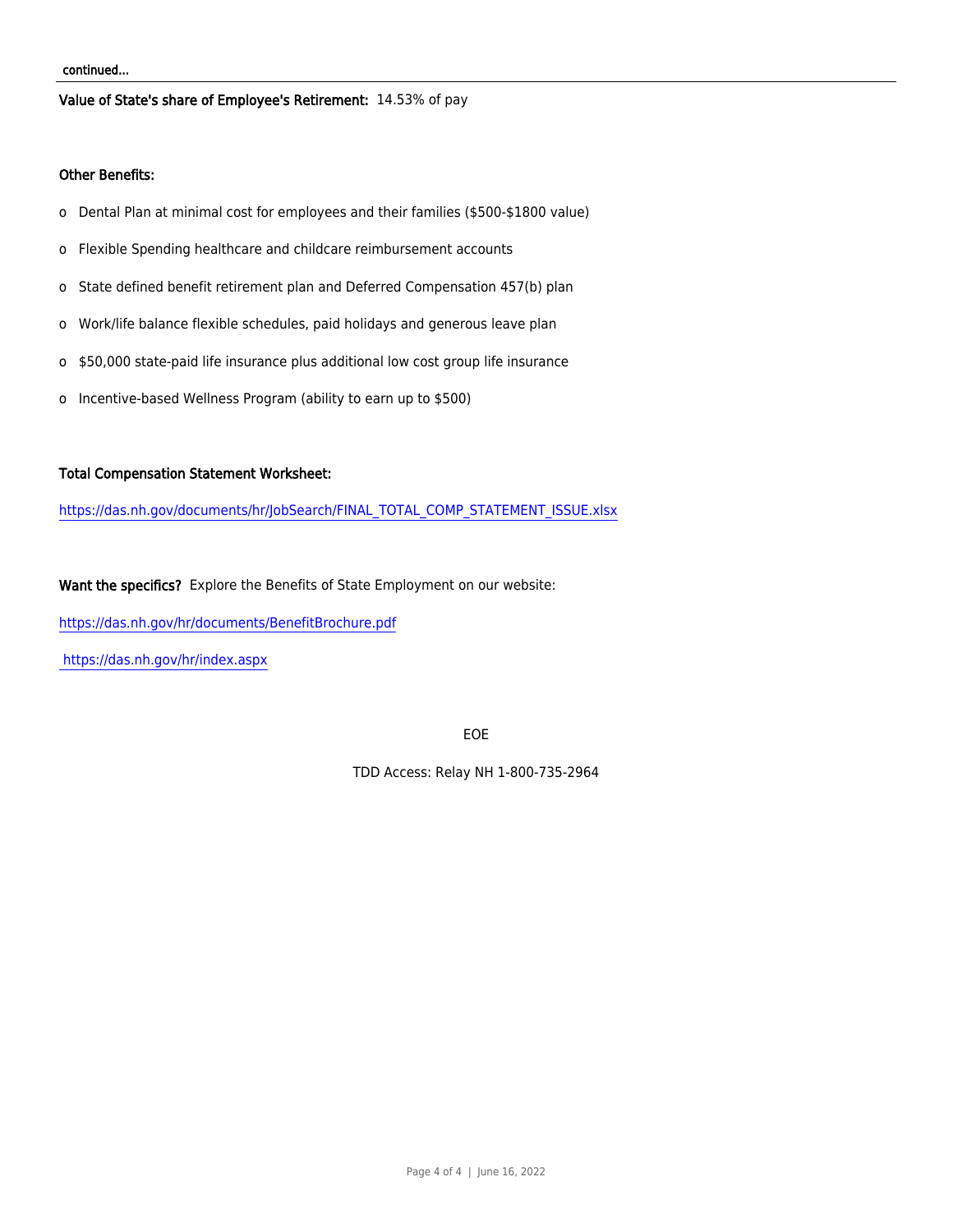continued...

**Value of State's share of Employee's Retirement:** 14.53% of pay

**Other Benefits:**

- Dental Plan at minimal cost for employees and their families ($500-$1800 value)
- Flexible Spending healthcare and childcare reimbursement accounts
- State defined benefit retirement plan and Deferred Compensation 457(b) plan
- Work/life balance flexible schedules, paid holidays and generous leave plan
- $50,000 state-paid life insurance plus additional low cost group life insurance
- Incentive-based Wellness Program (ability to earn up to $500)

**Total Compensation Statement Worksheet:**

https://das.nh.gov/documents/hr/JobSearch/FINAL_TOTAL_COMP_STATEMENT_ISSUE.xlsx

**Want the specifics?** Explore the Benefits of State Employment on our website:

https://das.nh.gov/hr/documents/BenefitBrochure.pdf

https://das.nh.gov/hr/index.aspx

EOE

TDD Access: Relay NH 1-800-735-2964